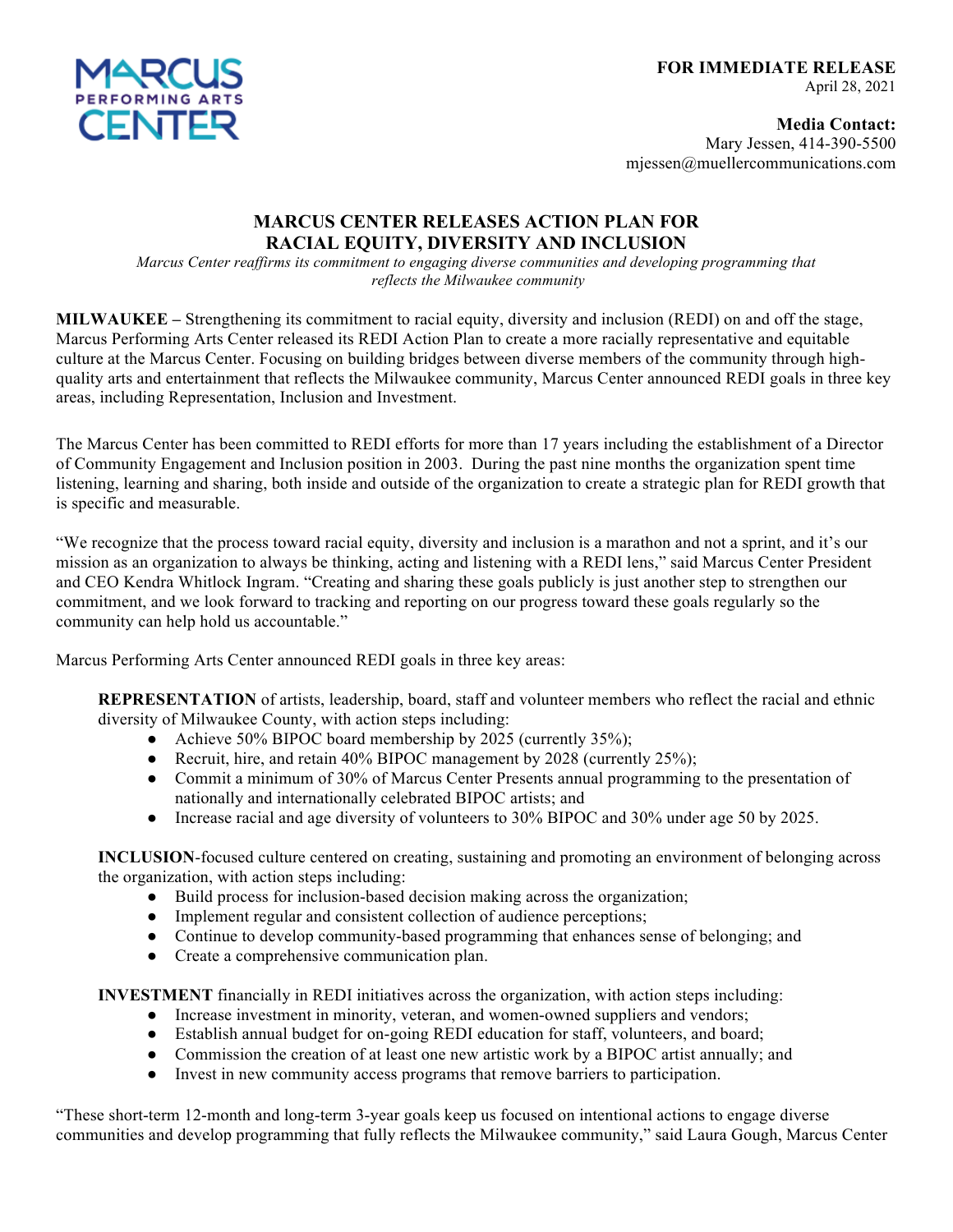**MARCUS PERFORMING ARTS CENTER**

**FOR IMMEDIATE RELEASE**
April 28, 2021

**Media Contact:**
Mary Jessen, 414-390-5500
mjessen@muellercommunications.com

# MARCUS CENTER RELEASES ACTION PLAN FOR RACIAL EQUITY, DIVERSITY AND INCLUSION

*Marcus Center reaffirms its commitment to engaging diverse communities and developing programming that reflects the Milwaukee community*

**MILWAUKEE –** Strengthening its commitment to racial equity, diversity and inclusion (REDI) on and off the stage, Marcus Performing Arts Center released its REDI Action Plan to create a more racially representative and equitable culture at the Marcus Center. Focusing on building bridges between diverse members of the community through high-quality arts and entertainment that reflects the Milwaukee community, Marcus Center announced REDI goals in three key areas, including Representation, Inclusion and Investment.

The Marcus Center has been committed to REDI efforts for more than 17 years including the establishment of a Director of Community Engagement and Inclusion position in 2003. During the past nine months the organization spent time listening, learning and sharing, both inside and outside of the organization to create a strategic plan for REDI growth that is specific and measurable.

"We recognize that the process toward racial equity, diversity and inclusion is a marathon and not a sprint, and it's our mission as an organization to always be thinking, acting and listening with a REDI lens," said Marcus Center President and CEO Kendra Whitlock Ingram. "Creating and sharing these goals publicly is just another step to strengthen our commitment, and we look forward to tracking and reporting on our progress toward these goals regularly so the community can help hold us accountable."

Marcus Performing Arts Center announced REDI goals in three key areas:

**REPRESENTATION** of artists, leadership, board, staff and volunteer members who reflect the racial and ethnic diversity of Milwaukee County, with action steps including:

- Achieve 50% BIPOC board membership by 2025 (currently 35%);
- Recruit, hire, and retain 40% BIPOC management by 2028 (currently 25%);
- Commit a minimum of 30% of Marcus Center Presents annual programming to the presentation of nationally and internationally celebrated BIPOC artists; and
- Increase racial and age diversity of volunteers to 30% BIPOC and 30% under age 50 by 2025.

**INCLUSION**-focused culture centered on creating, sustaining and promoting an environment of belonging across the organization, with action steps including:

- Build process for inclusion-based decision making across the organization;
- Implement regular and consistent collection of audience perceptions;
- Continue to develop community-based programming that enhances sense of belonging; and
- Create a comprehensive communication plan.

**INVESTMENT** financially in REDI initiatives across the organization, with action steps including:

- Increase investment in minority, veteran, and women-owned suppliers and vendors;
- Establish annual budget for on-going REDI education for staff, volunteers, and board;
- Commission the creation of at least one new artistic work by a BIPOC artist annually; and
- Invest in new community access programs that remove barriers to participation.

"These short-term 12-month and long-term 3-year goals keep us focused on intentional actions to engage diverse communities and develop programming that fully reflects the Milwaukee community," said Laura Gough, Marcus Center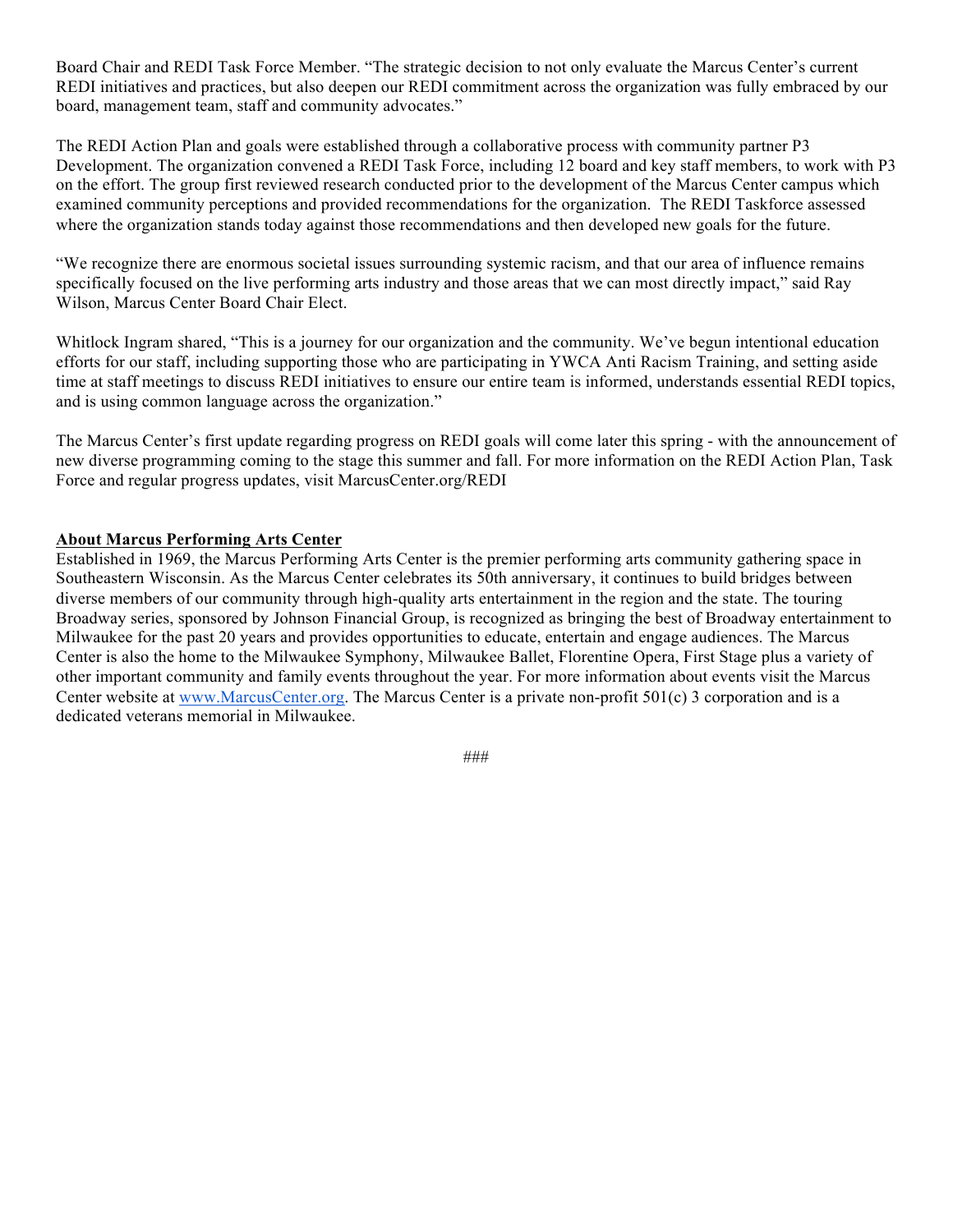Board Chair and REDI Task Force Member. "The strategic decision to not only evaluate the Marcus Center's current REDI initiatives and practices, but also deepen our REDI commitment across the organization was fully embraced by our board, management team, staff and community advocates."

The REDI Action Plan and goals were established through a collaborative process with community partner P3 Development. The organization convened a REDI Task Force, including 12 board and key staff members, to work with P3 on the effort. The group first reviewed research conducted prior to the development of the Marcus Center campus which examined community perceptions and provided recommendations for the organization. The REDI Taskforce assessed where the organization stands today against those recommendations and then developed new goals for the future.

"We recognize there are enormous societal issues surrounding systemic racism, and that our area of influence remains specifically focused on the live performing arts industry and those areas that we can most directly impact," said Ray Wilson, Marcus Center Board Chair Elect.

Whitlock Ingram shared, "This is a journey for our organization and the community. We've begun intentional education efforts for our staff, including supporting those who are participating in YWCA Anti Racism Training, and setting aside time at staff meetings to discuss REDI initiatives to ensure our entire team is informed, understands essential REDI topics, and is using common language across the organization."

The Marcus Center's first update regarding progress on REDI goals will come later this spring - with the announcement of new diverse programming coming to the stage this summer and fall. For more information on the REDI Action Plan, Task Force and regular progress updates, visit MarcusCenter.org/REDI

**About Marcus Performing Arts Center**

Established in 1969, the Marcus Performing Arts Center is the premier performing arts community gathering space in Southeastern Wisconsin. As the Marcus Center celebrates its 50th anniversary, it continues to build bridges between diverse members of our community through high-quality arts entertainment in the region and the state. The touring Broadway series, sponsored by Johnson Financial Group, is recognized as bringing the best of Broadway entertainment to Milwaukee for the past 20 years and provides opportunities to educate, entertain and engage audiences. The Marcus Center is also the home to the Milwaukee Symphony, Milwaukee Ballet, Florentine Opera, First Stage plus a variety of other important community and family events throughout the year. For more information about events visit the Marcus Center website at www.MarcusCenter.org. The Marcus Center is a private non-profit 501(c) 3 corporation and is a dedicated veterans memorial in Milwaukee.

###